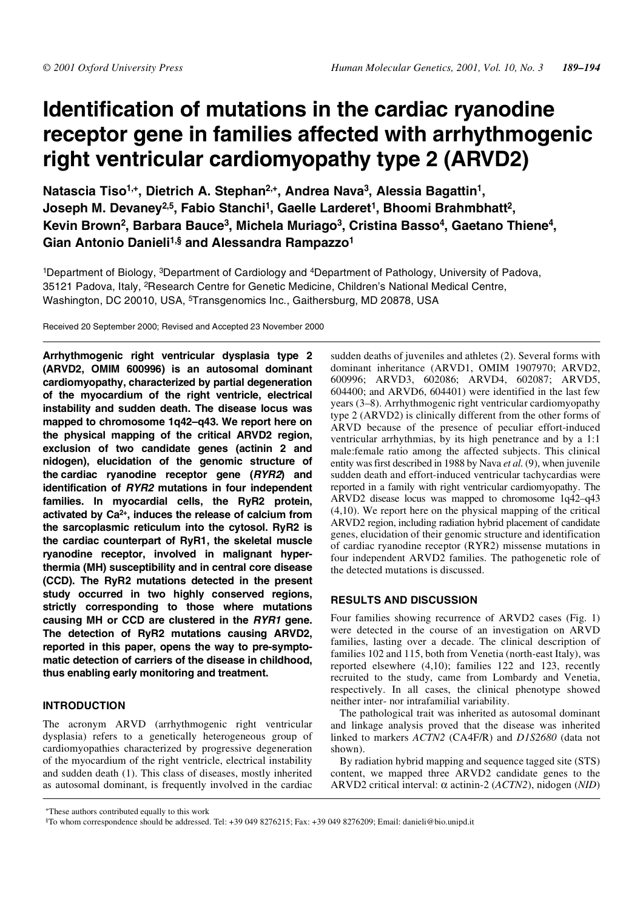# Identification of mutations in the cardiac ryanodine receptor gene in families affected with arrhythmogenic right ventricular cardiomyopathy type 2 (ARVD2)

**Natascia Tiso[1,+], Dietrich A. Stephan[2,+], Andrea Nava[3], Alessia Bagattin[1], Joseph M. Devaney[2,5], Fabio Stanchi[1], Gaelle Larderet[1], Bhoomi Brahmbhatt[2], Kevin Brown[2], Barbara Bauce[3], Michela Muriago[3], Cristina Basso[4], Gaetano Thiene[4], Gian Antonio Danieli[1,§] and Alessandra Rampazzo[1]**

[1]Department of Biology, [3]Department of Cardiology and [4]Department of Pathology, University of Padova, 35121 Padova, Italy, [2]Research Centre for Genetic Medicine, Children's National Medical Centre, Washington, DC 20010, USA, [5]Transgenomics Inc., Gaithersburg, MD 20878, USA

Received 20 September 2000; Revised and Accepted 23 November 2000

**Arrhythmogenic right ventricular dysplasia type 2 (ARVD2, OMIM 600996) is an autosomal dominant cardiomyopathy, characterized by partial degeneration of the myocardium of the right ventricle, electrical instability and sudden death. The disease locus was mapped to chromosome 1q42–q43. We report here on the physical mapping of the critical ARVD2 region, exclusion of two candidate genes (actinin 2 and nidogen), elucidation of the genomic structure of the cardiac ryanodine receptor gene (*RYR2*) and identification of *RYR2* mutations in four independent families. In myocardial cells, the RyR2 protein, activated by $Ca^{2+}$, induces the release of calcium from the sarcoplasmic reticulum into the cytosol. RyR2 is the cardiac counterpart of RyR1, the skeletal muscle ryanodine receptor, involved in malignant hyperthermia (MH) susceptibility and in central core disease (CCD). The RyR2 mutations detected in the present study occurred in two highly conserved regions, strictly corresponding to those where mutations causing MH or CCD are clustered in the *RYR1* gene. The detection of RyR2 mutations causing ARVD2, reported in this paper, opens the way to pre-symptomatic detection of carriers of the disease in childhood, thus enabling early monitoring and treatment.**

## INTRODUCTION

The acronym ARVD (arrhythmogenic right ventricular dysplasia) refers to a genetically heterogeneous group of cardiomyopathies characterized by progressive degeneration of the myocardium of the right ventricle, electrical instability and sudden death (1). This class of diseases, mostly inherited as autosomal dominant, is frequently involved in the cardiac sudden deaths of juveniles and athletes (2). Several forms with dominant inheritance (ARVD1, OMIM 1907970; ARVD2, 600996; ARVD3, 602086; ARVD4, 602087; ARVD5, 604400; and ARVD6, 604401) were identified in the last few years (3–8). Arrhythmogenic right ventricular cardiomyopathy type 2 (ARVD2) is clinically different from the other forms of ARVD because of the presence of peculiar effort-induced ventricular arrhythmias, by its high penetrance and by a 1:1 male:female ratio among the affected subjects. This clinical entity was first described in 1988 by Nava *et al.* (9), when juvenile sudden death and effort-induced ventricular tachycardias were reported in a family with right ventricular cardiomyopathy. The ARVD2 disease locus was mapped to chromosome 1q42–q43 (4,10). We report here on the physical mapping of the critical ARVD2 region, including radiation hybrid placement of candidate genes, elucidation of their genomic structure and identification of cardiac ryanodine receptor (RYR2) missense mutations in four independent ARVD2 families. The pathogenetic role of the detected mutations is discussed.

## RESULTS AND DISCUSSION

Four families showing recurrence of ARVD2 cases (Fig. 1) were detected in the course of an investigation on ARVD families, lasting over a decade. The clinical description of families 102 and 115, both from Venetia (north-east Italy), was reported elsewhere (4,10); families 122 and 123, recently recruited to the study, came from Lombardy and Venetia, respectively. In all cases, the clinical phenotype showed neither inter- nor intrafamilial variability.

The pathological trait was inherited as autosomal dominant and linkage analysis proved that the disease was inherited linked to markers *ACTN2* (CA4F/R) and *D1S2680* (data not shown).

By radiation hybrid mapping and sequence tagged site (STS) content, we mapped three ARVD2 candidate genes to the ARVD2 critical interval: α actinin-2 (*ACTN2*), nidogen (*NID*)

+These authors contributed equally to this work

§To whom correspondence should be addressed. Tel: +39 049 8276215; Fax: +39 049 8276209; Email: danieli@bio.unipd.it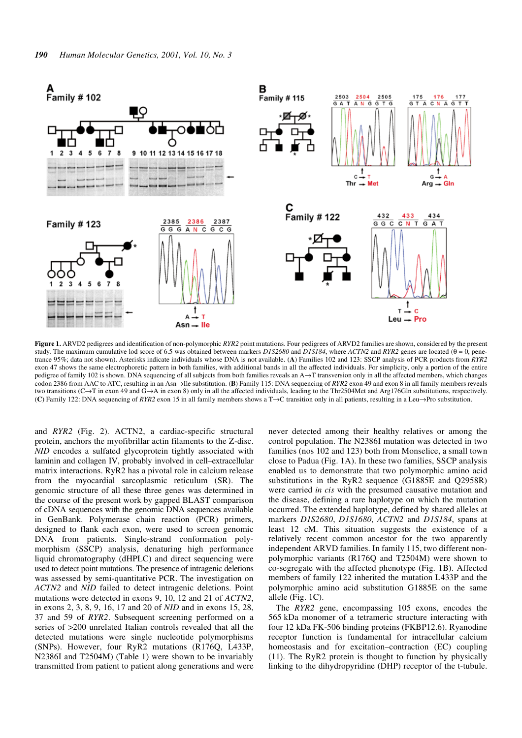**Figure 1.** ARVD2 pedigrees and identification of non-polymorphic *RYR2* point mutations. Four pedigrees of ARVD2 families are shown, considered by the present study. The maximum cumulative lod score of 6.5 was obtained between markers *D1S2680* and *D1S184*, where *ACTN2* and *RYR2* genes are located (θ = 0, penetrance 95%; data not shown). Asterisks indicate individuals whose DNA is not available. (**A**) Families 102 and 123: SSCP analysis of PCR products from *RYR2* exon 47 shows the same electrophoretic pattern in both families, with additional bands in all the affected individuals. For simplicity, only a portion of the entire pedigree of family 102 is shown. DNA sequencing of all subjects from both families reveals an A→T transversion only in all the affected members, which changes codon 2386 from AAC to ATC, resulting in an Asn→Ile substitution. (**B**) Family 115: DNA sequencing of *RYR2* exon 49 and exon 8 in all family members reveals two transitions (C→T in exon 49 and G→A in exon 8) only in all the affected individuals, leading to the Thr2504Met and Arg176Gln substitutions, respectively. (**C**) Family 122: DNA sequencing of *RYR2* exon 15 in all family members shows a T→C transition only in all patients, resulting in a Leu→Pro substitution.

and *RYR2* (Fig. 2). ACTN2, a cardiac-specific structural protein, anchors the myofibrillar actin filaments to the Z-disc. *NID* encodes a sulfated glycoprotein tightly associated with laminin and collagen IV, probably involved in cell–extracellular matrix interactions. RyR2 has a pivotal role in calcium release from the myocardial sarcoplasmic reticulum (SR). The genomic structure of all these three genes was determined in the course of the present work by gapped BLAST comparison of cDNA sequences with the genomic DNA sequences available in GenBank. Polymerase chain reaction (PCR) primers, designed to flank each exon, were used to screen genomic DNA from patients. Single-strand conformation polymorphism (SSCP) analysis, denaturing high performance liquid chromatography (dHPLC) and direct sequencing were used to detect point mutations. The presence of intragenic deletions was assessed by semi-quantitative PCR. The investigation on *ACTN2* and *NID* failed to detect intragenic deletions. Point mutations were detected in exons 9, 10, 12 and 21 of *ACTN2*, in exons 2, 3, 8, 9, 16, 17 and 20 of *NID* and in exons 15, 28, 37 and 59 of *RYR2*. Subsequent screening performed on a series of >200 unrelated Italian controls revealed that all the detected mutations were single nucleotide polymorphisms (SNPs). However, four RyR2 mutations (R176Q, L433P, N2386I and T2504M) (Table 1) were shown to be invariably transmitted from patient to patient along generations and were never detected among their healthy relatives or among the control population. The N2386I mutation was detected in two families (nos 102 and 123) both from Monselice, a small town close to Padua (Fig. 1A). In these two families, SSCP analysis enabled us to demonstrate that two polymorphic amino acid substitutions in the RyR2 sequence (G1885E and Q2958R) were carried *in cis* with the presumed causative mutation and the disease, defining a rare haplotype on which the mutation occurred. The extended haplotype, defined by shared alleles at markers *D1S2680*, *D1S1680*, *ACTN2* and *D1S184*, spans at least 12 cM. This situation suggests the existence of a relatively recent common ancestor for the two apparently independent ARVD families. In family 115, two different non-polymorphic variants (R176Q and T2504M) were shown to co-segregate with the affected phenotype (Fig. 1B). Affected members of family 122 inherited the mutation L433P and the polymorphic amino acid substitution G1885E on the same allele (Fig. 1C).

The *RYR2* gene, encompassing 105 exons, encodes the 565 kDa monomer of a tetrameric structure interacting with four 12 kDa FK-506 binding proteins (FKBP12.6). Ryanodine receptor function is fundamental for intracellular calcium homeostasis and for excitation–contraction (EC) coupling (11). The RyR2 protein is thought to function by physically linking to the dihydropyridine (DHP) receptor of the t-tubule.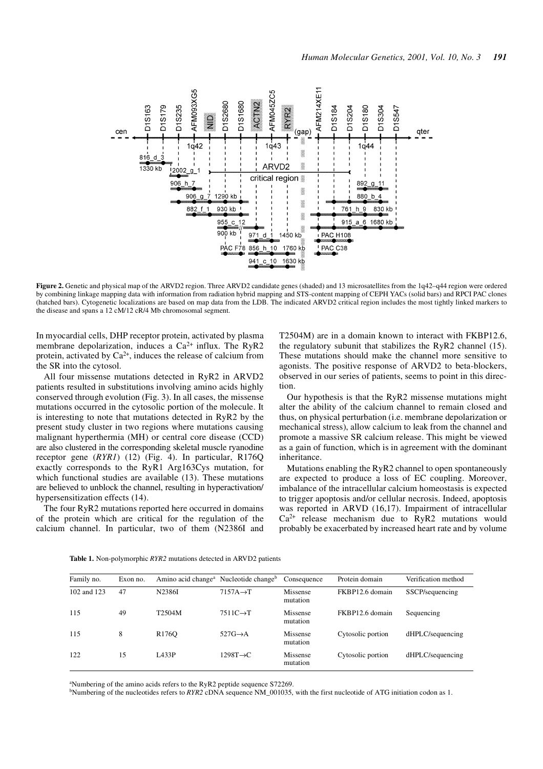**Figure 2.** Genetic and physical map of the ARVD2 region. Three ARVD2 candidate genes (shaded) and 13 microsatellites from the 1q42–q44 region were ordered by combining linkage mapping data with information from radiation hybrid mapping and STS-content mapping of CEPH YACs (solid bars) and RPCI PAC clones (hatched bars). Cytogenetic localizations are based on map data from the LDB. The indicated ARVD2 critical region includes the most tightly linked markers to the disease and spans a 12 cM/12 cR/4 Mb chromosomal segment.

In myocardial cells, DHP receptor protein, activated by plasma membrane depolarization, induces a $Ca^{2+}$ influx. The RyR2 protein, activated by $Ca^{2+}$, induces the release of calcium from the SR into the cytosol.

All four missense mutations detected in RyR2 in ARVD2 patients resulted in substitutions involving amino acids highly conserved through evolution (Fig. 3). In all cases, the missense mutations occurred in the cytosolic portion of the molecule. It is interesting to note that mutations detected in RyR2 by the present study cluster in two regions where mutations causing malignant hyperthermia (MH) or central core disease (CCD) are also clustered in the corresponding skeletal muscle ryanodine receptor gene (*RYR1*) (12) (Fig. 4). In particular, R176Q exactly corresponds to the RyR1 Arg163Cys mutation, for which functional studies are available (13). These mutations are believed to unblock the channel, resulting in hyperactivation/hypersensitization effects (14).

The four RyR2 mutations reported here occurred in domains of the protein which are critical for the regulation of the calcium channel. In particular, two of them (N2386I and T2504M) are in a domain known to interact with FKBP12.6, the regulatory subunit that stabilizes the RyR2 channel (15). These mutations should make the channel more sensitive to agonists. The positive response of ARVD2 to beta-blockers, observed in our series of patients, seems to point in this direction.

Our hypothesis is that the RyR2 missense mutations might alter the ability of the calcium channel to remain closed and thus, on physical perturbation (i.e. membrane depolarization or mechanical stress), allow calcium to leak from the channel and promote a massive SR calcium release. This might be viewed as a gain of function, which is in agreement with the dominant inheritance.

Mutations enabling the RyR2 channel to open spontaneously are expected to produce a loss of EC coupling. Moreover, imbalance of the intracellular calcium homeostasis is expected to trigger apoptosis and/or cellular necrosis. Indeed, apoptosis was reported in ARVD (16,17). Impairment of intracellular $Ca^{2+}$ release mechanism due to RyR2 mutations would probably be exacerbated by increased heart rate and by volume

**Table 1.** Non-polymorphic *RYR2* mutations detected in ARVD2 patients

| Family no. | Exon no. | Amino acid change[a] | Nucleotide change[b] | Consequence | Protein domain | Verification method |
|---|---|---|---|---|---|---|
| 102 and 123 | 47 | N2386I | 7157A→T | Missense mutation | FKBP12.6 domain | SSCP/sequencing |
| 115 | 49 | T2504M | 7511C→T | Missense mutation | FKBP12.6 domain | Sequencing |
| 115 | 8 | R176Q | 527G→A | Missense mutation | Cytosolic portion | dHPLC/sequencing |
| 122 | 15 | L433P | 1298T→C | Missense mutation | Cytosolic portion | dHPLC/sequencing |

[a]Numbering of the amino acids refers to the RyR2 peptide sequence S72269.
[b]Numbering of the nucleotides refers to *RYR2* cDNA sequence NM_001035, with the first nucleotide of ATG initiation codon as 1.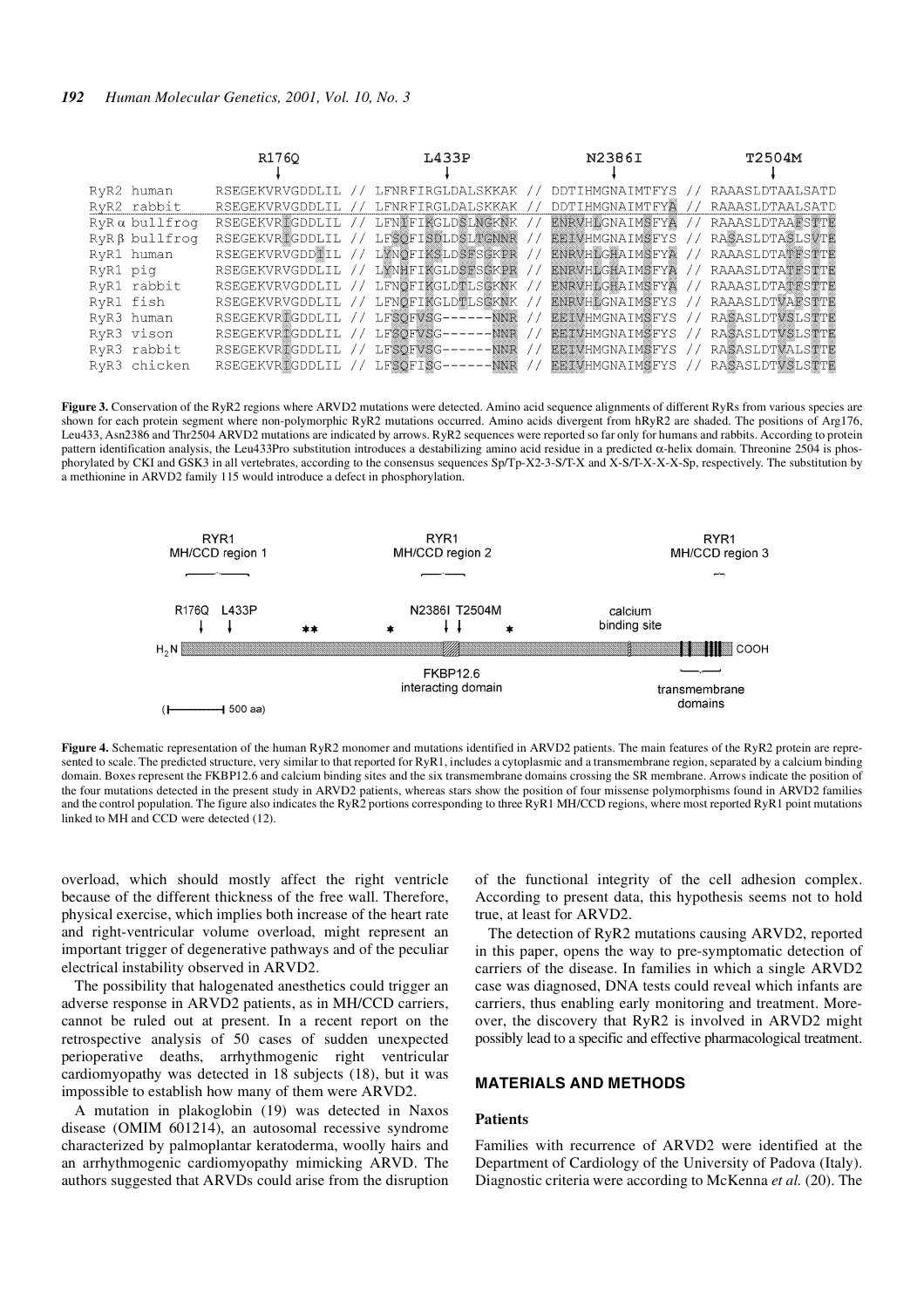| | R176Q | | L433P | | N2386I | | T2504M |
|---|---|---|---|---|---|---|---|
| RyR2 human | RSEGEKVRVGDDLIL | // | LFNRFIRGLDALSKKAK | // | DDTIHMGNAIMTFYS | // | RAAASLDTAALSATD |
| RyR2 rabbit | RSEGEKVRVGDDLIL | // | LFNRFIRGLDALSKKAK | // | DDTIHMGNAIMTFYA | // | RAAASLDTAALSATD |
| RyR α bullfrog | RSEGEKVRIGDDLIL | // | LFNIFIKGLDSLNGKNK | // | ENRVHLGNAIMSFYA | // | RAAASLDTAAFSTTE |
| RyR β bullfrog | RSEGEKVRIGDDLIL | // | LFSQFISDLDSLTGNNR | // | EEIVHMGNAIMSFYS | // | RASASLDTASLSVTE |
| RyR1 human | RSEGEKVRVGDDIIL | // | LYNQFIKSLDSFSGKPR | // | ENRVHLGHAIMSFYA | // | RAAASLDTATFSTTE |
| RyR1 pig | RSEGEKVRVGDDLIL | // | LYNHFIKGLDSFSGKPR | // | ENRVHLGHAIMSFYA | // | RAAASLDTATFSTTE |
| RyR1 rabbit | RSEGEKVRVGDDLIL | // | LFNQFIKGLDTLSGKNK | // | ENRVHLGHAIMSFYA | // | RAAASLDTATFSTTE |
| RyR1 fish | RSEGEKVRVGDDLIL | // | LFNQFIKGLDTLSGKNK | // | ENRVHLGNAIMSFYS | // | RAAASLDTVAFSTTE |
| RyR3 human | RSEGEKVRIGDDLIL | // | LFSQFVSG------NNR | // | EEIVHMGNAIMSFYS | // | RASASLDTVSLSTTE |
| RyR3 vison | RSEGEKVRIGDDLIL | // | LFSQFVSG------NNR | // | EEIVHMGNAIMSFYS | // | RASASLDTVSLSTTE |
| RyR3 rabbit | RSEGEKVRIGDDLIL | // | LFSQFVSG------NNR | // | EEIVHMGNAIMSFYS | // | RASASLDTVALSTTE |
| RyR3 chicken | RSEGEKVRIGDDLIL | // | LFSQFISG------NNR | // | EEIVHMGNAIMSFYS | // | RASASLDTVSLSTTE |

**Figure 3.** Conservation of the RyR2 regions where ARVD2 mutations were detected. Amino acid sequence alignments of different RyRs from various species are shown for each protein segment where non-polymorphic RyR2 mutations occurred. Amino acids divergent from hRyR2 are shaded. The positions of Arg176, Leu433, Asn2386 and Thr2504 ARVD2 mutations are indicated by arrows. RyR2 sequences were reported so far only for humans and rabbits. According to protein pattern identification analysis, the Leu433Pro substitution introduces a destabilizing amino acid residue in a predicted α-helix domain. Threonine 2504 is phosphorylated by CKI and GSK3 in all vertebrates, according to the consensus sequences Sp/Tp-X2-3-S/T-X and X-S/T-X-X-X-Sp, respectively. The substitution by a methionine in ARVD2 family 115 would introduce a defect in phosphorylation.

**Figure 4.** Schematic representation of the human RyR2 monomer and mutations identified in ARVD2 patients. The main features of the RyR2 protein are represented to scale. The predicted structure, very similar to that reported for RyR1, includes a cytoplasmic and a transmembrane region, separated by a calcium binding domain. Boxes represent the FKBP12.6 and calcium binding sites and the six transmembrane domains crossing the SR membrane. Arrows indicate the position of the four mutations detected in the present study in ARVD2 patients, whereas stars show the position of four missense polymorphisms found in ARVD2 families and the control population. The figure also indicates the RyR2 portions corresponding to three RyR1 MH/CCD regions, where most reported RyR1 point mutations linked to MH and CCD were detected (12).

overload, which should mostly affect the right ventricle because of the different thickness of the free wall. Therefore, physical exercise, which implies both increase of the heart rate and right-ventricular volume overload, might represent an important trigger of degenerative pathways and of the peculiar electrical instability observed in ARVD2.

The possibility that halogenated anesthetics could trigger an adverse response in ARVD2 patients, as in MH/CCD carriers, cannot be ruled out at present. In a recent report on the retrospective analysis of 50 cases of sudden unexpected perioperative deaths, arrhythmogenic right ventricular cardiomyopathy was detected in 18 subjects (18), but it was impossible to establish how many of them were ARVD2.

A mutation in plakoglobin (19) was detected in Naxos disease (OMIM 601214), an autosomal recessive syndrome characterized by palmoplantar keratoderma, woolly hairs and an arrhythmogenic cardiomyopathy mimicking ARVD. The authors suggested that ARVDs could arise from the disruption of the functional integrity of the cell adhesion complex. According to present data, this hypothesis seems not to hold true, at least for ARVD2.

The detection of RyR2 mutations causing ARVD2, reported in this paper, opens the way to pre-symptomatic detection of carriers of the disease. In families in which a single ARVD2 case was diagnosed, DNA tests could reveal which infants are carriers, thus enabling early monitoring and treatment. Moreover, the discovery that RyR2 is involved in ARVD2 might possibly lead to a specific and effective pharmacological treatment.

## MATERIALS AND METHODS

### Patients

Families with recurrence of ARVD2 were identified at the Department of Cardiology of the University of Padova (Italy). Diagnostic criteria were according to McKenna *et al.* (20). The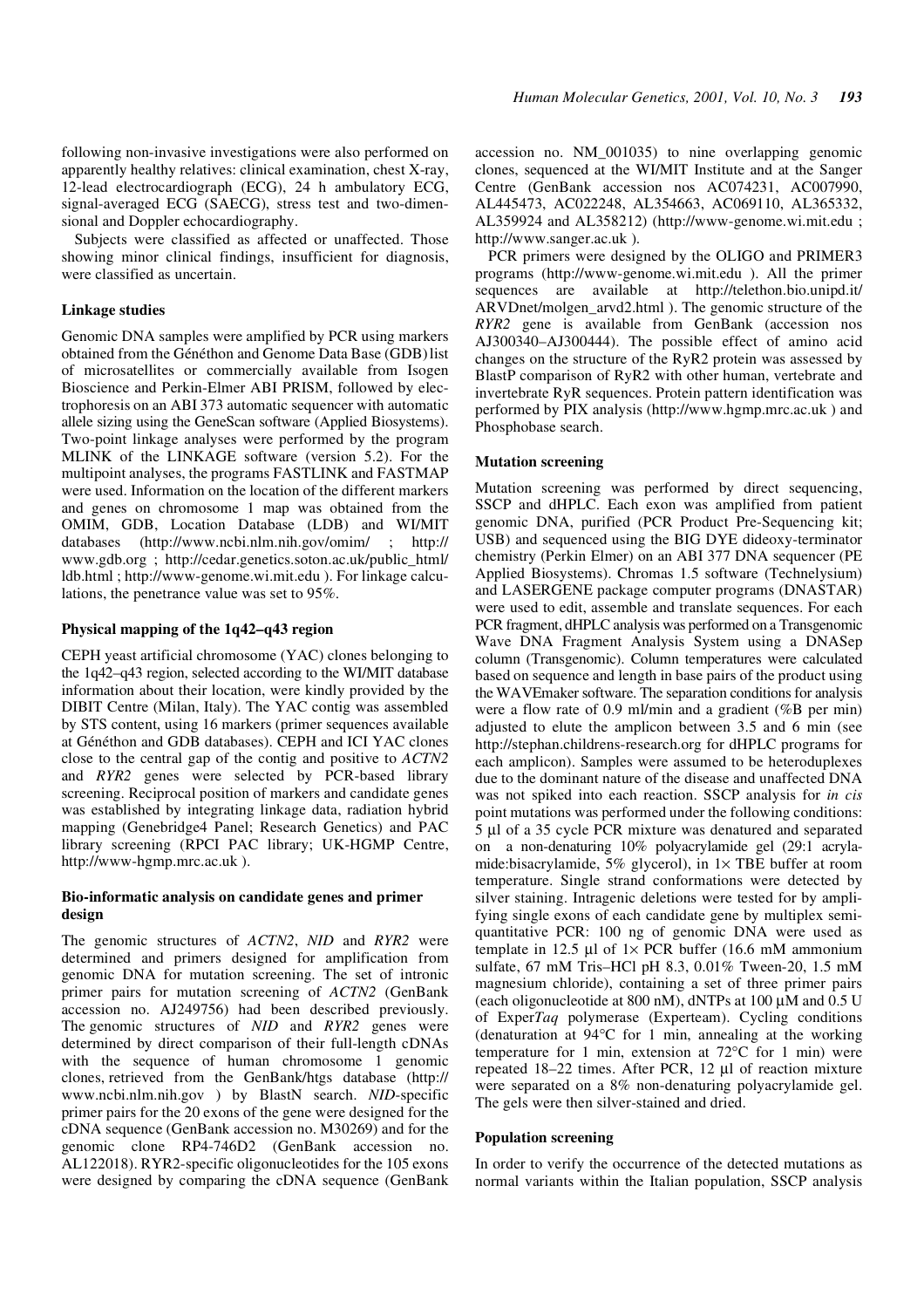following non-invasive investigations were also performed on apparently healthy relatives: clinical examination, chest X-ray, 12-lead electrocardiograph (ECG), 24 h ambulatory ECG, signal-averaged ECG (SAECG), stress test and two-dimensional and Doppler echocardiography.

Subjects were classified as affected or unaffected. Those showing minor clinical findings, insufficient for diagnosis, were classified as uncertain.

### Linkage studies

Genomic DNA samples were amplified by PCR using markers obtained from the Généthon and Genome Data Base (GDB) list of microsatellites or commercially available from Isogen Bioscience and Perkin-Elmer ABI PRISM, followed by electrophoresis on an ABI 373 automatic sequencer with automatic allele sizing using the GeneScan software (Applied Biosystems). Two-point linkage analyses were performed by the program MLINK of the LINKAGE software (version 5.2). For the multipoint analyses, the programs FASTLINK and FASTMAP were used. Information on the location of the different markers and genes on chromosome 1 map was obtained from the OMIM, GDB, Location Database (LDB) and WI/MIT databases (http://www.ncbi.nlm.nih.gov/omim/ ; http://www.gdb.org ; http://cedar.genetics.soton.ac.uk/public_html/ldb.html ; http://www-genome.wi.mit.edu ). For linkage calculations, the penetrance value was set to 95%.

### Physical mapping of the 1q42–q43 region

CEPH yeast artificial chromosome (YAC) clones belonging to the 1q42–q43 region, selected according to the WI/MIT database information about their location, were kindly provided by the DIBIT Centre (Milan, Italy). The YAC contig was assembled by STS content, using 16 markers (primer sequences available at Généthon and GDB databases). CEPH and ICI YAC clones close to the central gap of the contig and positive to *ACTN2* and *RYR2* genes were selected by PCR-based library screening. Reciprocal position of markers and candidate genes was established by integrating linkage data, radiation hybrid mapping (Genebridge4 Panel; Research Genetics) and PAC library screening (RPCI PAC library; UK-HGMP Centre, http://www-hgmp.mrc.ac.uk ).

### Bio-informatic analysis on candidate genes and primer design

The genomic structures of *ACTN2*, *NID* and *RYR2* were determined and primers designed for amplification from genomic DNA for mutation screening. The set of intronic primer pairs for mutation screening of *ACTN2* (GenBank accession no. AJ249756) had been described previously. The genomic structures of *NID* and *RYR2* genes were determined by direct comparison of their full-length cDNAs with the sequence of human chromosome 1 genomic clones, retrieved from the GenBank/htgs database (http://www.ncbi.nlm.nih.gov ) by BlastN search. *NID*-specific primer pairs for the 20 exons of the gene were designed for the cDNA sequence (GenBank accession no. M30269) and for the genomic clone RP4-746D2 (GenBank accession no. AL122018). RYR2-specific oligonucleotides for the 105 exons were designed by comparing the cDNA sequence (GenBank accession no. NM_001035) to nine overlapping genomic clones, sequenced at the WI/MIT Institute and at the Sanger Centre (GenBank accession nos AC074231, AC007990, AL445473, AC022248, AL354663, AC069110, AL365332, AL359924 and AL358212) (http://www-genome.wi.mit.edu ; http://www.sanger.ac.uk ).

PCR primers were designed by the OLIGO and PRIMER3 programs (http://www-genome.wi.mit.edu ). All the primer sequences are available at http://telethon.bio.unipd.it/ARVDnet/molgen_arvd2.html ). The genomic structure of the *RYR2* gene is available from GenBank (accession nos AJ300340–AJ300444). The possible effect of amino acid changes on the structure of the RyR2 protein was assessed by BlastP comparison of RyR2 with other human, vertebrate and invertebrate RyR sequences. Protein pattern identification was performed by PIX analysis (http://www.hgmp.mrc.ac.uk ) and Phosphobase search.

### Mutation screening

Mutation screening was performed by direct sequencing, SSCP and dHPLC. Each exon was amplified from patient genomic DNA, purified (PCR Product Pre-Sequencing kit; USB) and sequenced using the BIG DYE dideoxy-terminator chemistry (Perkin Elmer) on an ABI 377 DNA sequencer (PE Applied Biosystems). Chromas 1.5 software (Technelysium) and LASERGENE package computer programs (DNASTAR) were used to edit, assemble and translate sequences. For each PCR fragment, dHPLC analysis was performed on a Transgenomic Wave DNA Fragment Analysis System using a DNASep column (Transgenomic). Column temperatures were calculated based on sequence and length in base pairs of the product using the WAVEmaker software. The separation conditions for analysis were a flow rate of 0.9 ml/min and a gradient (%B per min) adjusted to elute the amplicon between 3.5 and 6 min (see http://stephan.childrens-research.org for dHPLC programs for each amplicon). Samples were assumed to be heteroduplexes due to the dominant nature of the disease and unaffected DNA was not spiked into each reaction. SSCP analysis for *in cis* point mutations was performed under the following conditions: 5 µl of a 35 cycle PCR mixture was denatured and separated on a non-denaturing 10% polyacrylamide gel (29:1 acrylamide:bisacrylamide, 5% glycerol), in 1× TBE buffer at room temperature. Single strand conformations were detected by silver staining. Intragenic deletions were tested for by amplifying single exons of each candidate gene by multiplex semi-quantitative PCR: 100 ng of genomic DNA were used as template in 12.5 µl of 1× PCR buffer (16.6 mM ammonium sulfate, 67 mM Tris–HCl pH 8.3, 0.01% Tween-20, 1.5 mM magnesium chloride), containing a set of three primer pairs (each oligonucleotide at 800 nM), dNTPs at 100 µM and 0.5 U of Exper*Taq* polymerase (Experteam). Cycling conditions (denaturation at 94°C for 1 min, annealing at the working temperature for 1 min, extension at 72°C for 1 min) were repeated 18–22 times. After PCR, 12 µl of reaction mixture were separated on a 8% non-denaturing polyacrylamide gel. The gels were then silver-stained and dried.

### Population screening

In order to verify the occurrence of the detected mutations as normal variants within the Italian population, SSCP analysis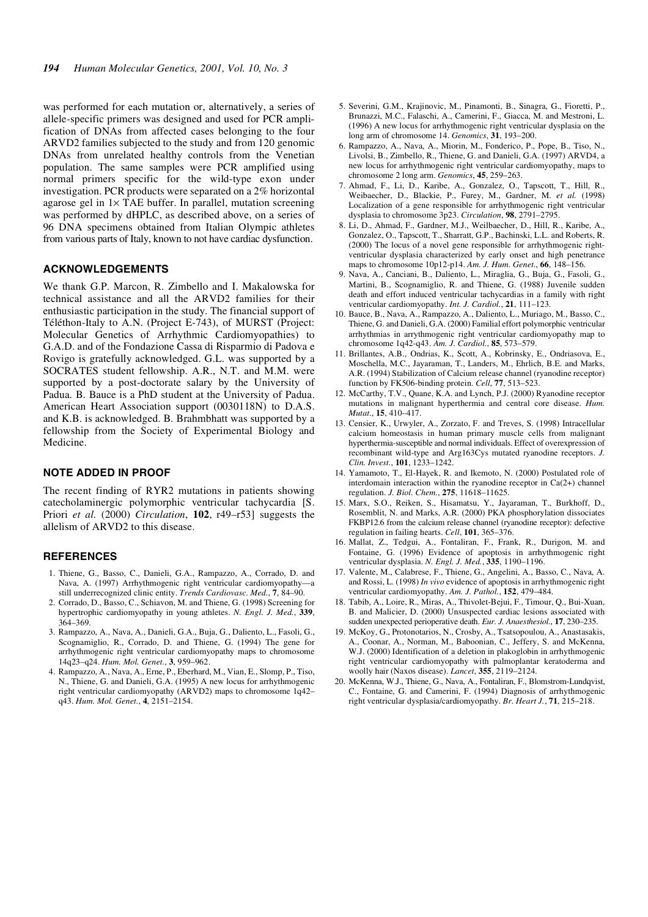was performed for each mutation or, alternatively, a series of allele-specific primers was designed and used for PCR amplification of DNAs from affected cases belonging to the four ARVD2 families subjected to the study and from 120 genomic DNAs from unrelated healthy controls from the Venetian population. The same samples were PCR amplified using normal primers specific for the wild-type exon under investigation. PCR products were separated on a 2% horizontal agarose gel in 1× TAE buffer. In parallel, mutation screening was performed by dHPLC, as described above, on a series of 96 DNA specimens obtained from Italian Olympic athletes from various parts of Italy, known to not have cardiac dysfunction.

## ACKNOWLEDGEMENTS

We thank G.P. Marcon, R. Zimbello and I. Makalowska for technical assistance and all the ARVD2 families for their enthusiastic participation in the study. The financial support of Téléthon-Italy to A.N. (Project E-743), of MURST (Project: Molecular Genetics of Arrhythmic Cardiomyopathies) to G.A.D. and of the Fondazione Cassa di Risparmio di Padova e Rovigo is gratefully acknowledged. G.L. was supported by a SOCRATES student fellowship. A.R., N.T. and M.M. were supported by a post-doctorate salary by the University of Padua. B. Bauce is a PhD student at the University of Padua. American Heart Association support (0030118N) to D.A.S. and K.B. is acknowledged. B. Brahmbhatt was supported by a fellowship from the Society of Experimental Biology and Medicine.

## NOTE ADDED IN PROOF

The recent finding of RYR2 mutations in patients showing catecholaminergic polymorphic ventricular tachycardia [S. Priori *et al.* (2000) *Circulation*, **102**, r49–r53] suggests the allelism of ARVD2 to this disease.

## REFERENCES

1. Thiene, G., Basso, C., Danieli, G.A., Rampazzo, A., Corrado, D. and Nava, A. (1997) Arrhythmogenic right ventricular cardiomyopathy—a still underrecognized clinic entity. *Trends Cardiovasc. Med.*, **7**, 84–90.
2. Corrado, D., Basso, C., Schiavon, M. and Thiene, G. (1998) Screening for hypertrophic cardiomyopathy in young athletes. *N. Engl. J. Med.*, **339**, 364–369.
3. Rampazzo, A., Nava, A., Danieli, G.A., Buja, G., Daliento, L., Fasoli, G., Scognamiglio, R., Corrado, D. and Thiene, G. (1994) The gene for arrhythmogenic right ventricular cardiomyopathy maps to chromosome 14q23–q24. *Hum. Mol. Genet.*, **3**, 959–962.
4. Rampazzo, A., Nava, A., Erne, P., Eberhard, M., Vian, E., Slomp, P., Tiso, N., Thiene, G. and Danieli, G.A. (1995) A new locus for arrhythmogenic right ventricular cardiomyopathy (ARVD2) maps to chromosome 1q42–q43. *Hum. Mol. Genet.*, **4**, 2151–2154.
5. Severini, G.M., Krajinovic, M., Pinamonti, B., Sinagra, G., Fioretti, P., Brunazzi, M.C., Falaschi, A., Camerini, F., Giacca, M. and Mestroni, L. (1996) A new locus for arrhythmogenic right ventricular dysplasia on the long arm of chromosome 14. *Genomics*, **31**, 193–200.
6. Rampazzo, A., Nava, A., Miorin, M., Fonderico, P., Pope, B., Tiso, N., Livolsi, B., Zimbello, R., Thiene, G. and Danieli, G.A. (1997) ARVD4, a new locus for arrhythmogenic right ventricular cardiomyopathy, maps to chromosome 2 long arm. *Genomics*, **45**, 259–263.
7. Ahmad, F., Li, D., Karibe, A., Gonzalez, O., Tapscott, T., Hill, R., Weibaecher, D., Blackie, P., Furey, M., Gardner, M. *et al.* (1998) Localization of a gene responsible for arrhythmogenic right ventricular dysplasia to chromosome 3p23. *Circulation*, **98**, 2791–2795.
8. Li, D., Ahmad, F., Gardner, M.J., Weilbaecher, D., Hill, R., Karibe, A., Gonzalez, O., Tapscott, T., Sharratt, G.P., Bachinski, L.L. and Roberts, R. (2000) The locus of a novel gene responsible for arrhythmogenic right-ventricular dysplasia characterized by early onset and high penetrance maps to chromosome 10p12-p14. *Am. J. Hum. Genet.*, **66**, 148–156.
9. Nava, A., Canciani, B., Daliento, L., Miraglia, G., Buja, G., Fasoli, G., Martini, B., Scognamiglio, R. and Thiene, G. (1988) Juvenile sudden death and effort induced ventricular tachycardias in a family with right ventricular cardiomyopathy. *Int. J. Cardiol.*, **21**, 111–123.
10. Bauce, B., Nava, A., Rampazzo, A., Daliento, L., Muriago, M., Basso, C., Thiene, G. and Danieli, G.A. (2000) Familial effort polymorphic ventricular arrhythmias in arrythmogenic right ventricular cardiomyopathy map to chromosome 1q42-q43. *Am. J. Cardiol.*, **85**, 573–579.
11. Brillantes, A.B., Ondrias, K., Scott, A., Kobrinsky, E., Ondriasova, E., Moschella, M.C., Jayaraman, T., Landers, M., Ehrlich, B.E. and Marks, A.R. (1994) Stabilization of Calcium release channel (ryanodine receptor) function by FK506-binding protein. *Cell*, **77**, 513–523.
12. McCarthy, T.V., Quane, K.A. and Lynch, P.J. (2000) Ryanodine receptor mutations in malignant hyperthermia and central core disease. *Hum. Mutat.*, **15**, 410–417.
13. Censier, K., Urwyler, A., Zorzato, F. and Treves, S. (1998) Intracellular calcium homeostasis in human primary muscle cells from malignant hyperthermia-susceptible and normal individuals. Effect of overexpression of recombinant wild-type and Arg163Cys mutated ryanodine receptors. *J. Clin. Invest.*, **101**, 1233–1242.
14. Yamamoto, T., El-Hayek, R. and Ikemoto, N. (2000) Postulated role of interdomain interaction within the ryanodine receptor in Ca(2+) channel regulation. *J. Biol. Chem.*, **275**, 11618–11625.
15. Marx, S.O., Reiken, S., Hisamatsu, Y., Jayaraman, T., Burkhoff, D., Rosemblit, N. and Marks, A.R. (2000) PKA phosphorylation dissociates FKBP12.6 from the calcium release channel (ryanodine receptor): defective regulation in failing hearts. *Cell*, **101**, 365–376.
16. Mallat, Z., Tedgui, A., Fontaliran, F., Frank, R., Durigon, M. and Fontaine, G. (1996) Evidence of apoptosis in arrhythmogenic right ventricular dysplasia. *N. Engl. J. Med.*, **335**, 1190–1196.
17. Valente, M., Calabrese, F., Thiene, G., Angelini, A., Basso, C., Nava, A. and Rossi, L. (1998) *In vivo* evidence of apoptosis in arrhythmogenic right ventricular cardiomyopathy. *Am. J. Pathol.*, **152**, 479–484.
18. Tabib, A., Loire, R., Miras, A., Thivolet-Bejui, F., Timour, Q., Bui-Xuan, B. and Malicier, D. (2000) Unsuspected cardiac lesions associated with sudden unexpected perioperative death. *Eur. J. Anaesthesiol.*, **17**, 230–235.
19. McKoy, G., Protonotarios, N., Crosby, A., Tsatsopoulou, A., Anastasakis, A., Coonar, A., Norman, M., Baboonian, C., Jeffery, S. and McKenna, W.J. (2000) Identification of a deletion in plakoglobin in arrhythmogenic right ventricular cardiomyopathy with palmoplantar keratoderma and woolly hair (Naxos disease). *Lancet*, **355**, 2119–2124.
20. McKenna, W.J., Thiene, G., Nava, A., Fontaliran, F., Blomstrom-Lundqvist, C., Fontaine, G. and Camerini, F. (1994) Diagnosis of arrhythmogenic right ventricular dysplasia/cardiomyopathy. *Br. Heart J.*, **71**, 215–218.